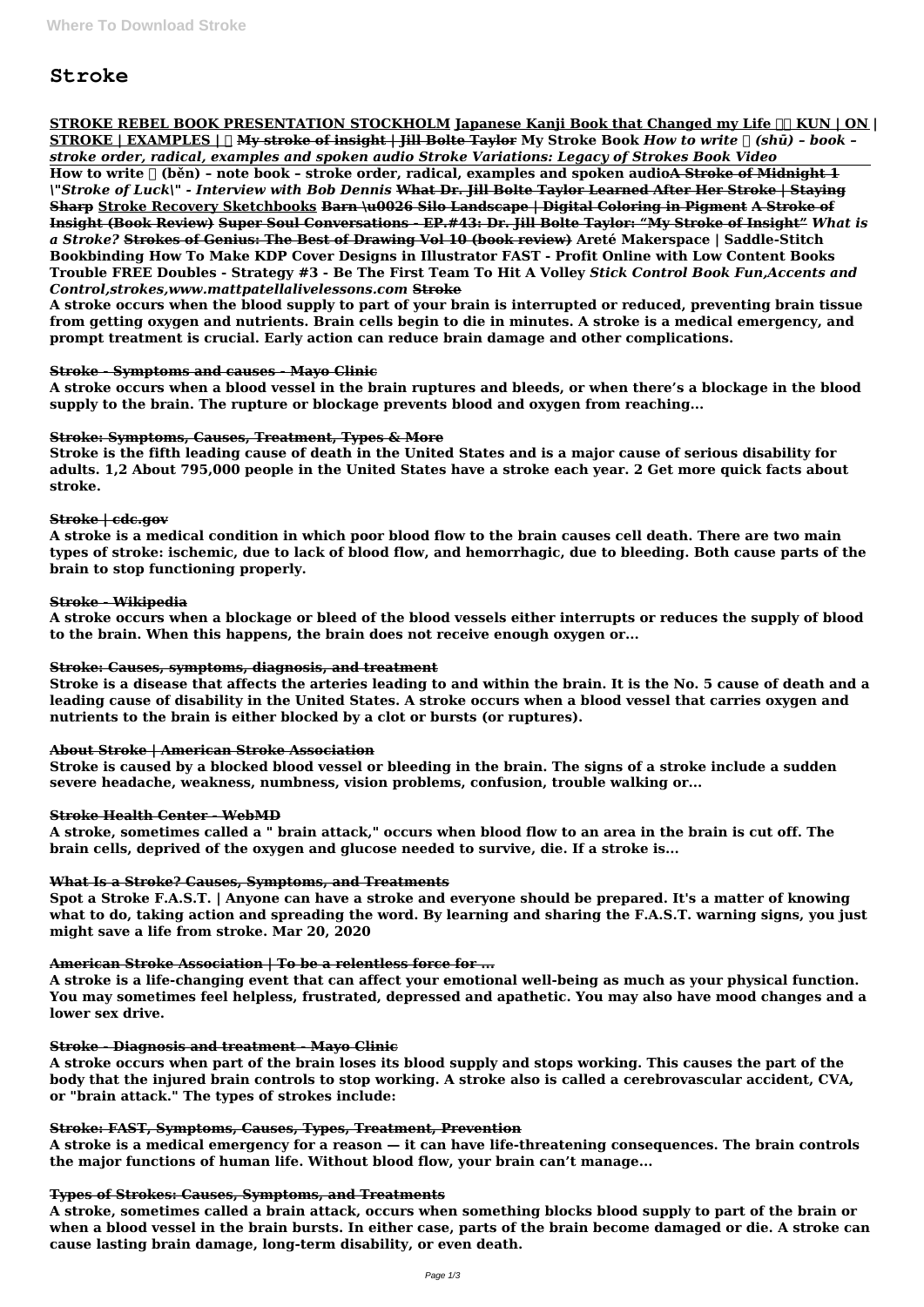# Stroke

**STROKE REBEL BOOK PRESENTATION STOCKHOLM Japanese Kanji Book that Changed my Life 本 KUN | ON | STROKE | EXAMPLES | 本 My stroke of insight | Jill Bolte Taylor My Stroke Book *How to write 书 (shū) – book – stroke order, radical, examples and spoken audio Stroke Variations: Legacy of Strokes Book Video* How to write 本 (běn) – note book – stroke order, radical, examples and spoken audioA Stroke of Midnight 1 *\"Stroke of Luck\" - Interview with Bob Dennis* What Dr. Jill Bolte Taylor Learned After Her Stroke | Staying Sharp Stroke Recovery Sketchbooks Barn \u0026 Silo Landscape | Digital Coloring in Pigment A Stroke of Insight (Book Review) Super Soul Conversations - EP.#43: Dr. Jill Bolte Taylor: "My Stroke of Insight" *What is a Stroke?* Strokes of Genius: The Best of Drawing Vol 10 (book review) Areté Makerspace | Saddle-Stitch Bookbinding How To Make KDP Cover Designs in Illustrator FAST - Profit Online with Low Content Books Trouble FREE Doubles - Strategy #3 - Be The First Team To Hit A Volley *Stick Control Book Fun,Accents and Control,strokes,www.mattpatellalivelessons.com* Stroke**

**A stroke occurs when the blood supply to part of your brain is interrupted or reduced, preventing brain tissue from getting oxygen and nutrients. Brain cells begin to die in minutes. A stroke is a medical emergency, and prompt treatment is crucial. Early action can reduce brain damage and other complications.**

**Stroke - Symptoms and causes - Mayo Clinic**

**A stroke occurs when a blood vessel in the brain ruptures and bleeds, or when there's a blockage in the blood supply to the brain. The rupture or blockage prevents blood and oxygen from reaching...**

**Stroke: Symptoms, Causes, Treatment, Types & More**

**Stroke is the fifth leading cause of death in the United States and is a major cause of serious disability for adults. 1,2 About 795,000 people in the United States have a stroke each year. 2 Get more quick facts about stroke.**

**Stroke | cdc.gov**

**A stroke is a medical condition in which poor blood flow to the brain causes cell death. There are two main types of stroke: ischemic, due to lack of blood flow, and hemorrhagic, due to bleeding. Both cause parts of the brain to stop functioning properly.**

**Stroke - Wikipedia**

**A stroke occurs when a blockage or bleed of the blood vessels either interrupts or reduces the supply of blood to the brain. When this happens, the brain does not receive enough oxygen or...**

**Stroke: Causes, symptoms, diagnosis, and treatment**

**Stroke is a disease that affects the arteries leading to and within the brain. It is the No. 5 cause of death and a leading cause of disability in the United States. A stroke occurs when a blood vessel that carries oxygen and nutrients to the brain is either blocked by a clot or bursts (or ruptures).**

**About Stroke | American Stroke Association**

**Stroke is caused by a blocked blood vessel or bleeding in the brain. The signs of a stroke include a sudden severe headache, weakness, numbness, vision problems, confusion, trouble walking or...**

**Stroke Health Center - WebMD**

**A stroke, sometimes called a " brain attack," occurs when blood flow to an area in the brain is cut off. The brain cells, deprived of the oxygen and glucose needed to survive, die. If a stroke is...**

**What Is a Stroke? Causes, Symptoms, and Treatments**

**Spot a Stroke F.A.S.T. | Anyone can have a stroke and everyone should be prepared. It's a matter of knowing what to do, taking action and spreading the word. By learning and sharing the F.A.S.T. warning signs, you just might save a life from stroke. Mar 20, 2020**

**American Stroke Association | To be a relentless force for ...**

**A stroke is a life-changing event that can affect your emotional well-being as much as your physical function. You may sometimes feel helpless, frustrated, depressed and apathetic. You may also have mood changes and a lower sex drive.**

**Stroke - Diagnosis and treatment - Mayo Clinic**

**A stroke occurs when part of the brain loses its blood supply and stops working. This causes the part of the body that the injured brain controls to stop working. A stroke also is called a cerebrovascular accident, CVA, or "brain attack." The types of strokes include:**

**Stroke: FAST, Symptoms, Causes, Types, Treatment, Prevention**

**A stroke is a medical emergency for a reason — it can have life-threatening consequences. The brain controls the major functions of human life. Without blood flow, your brain can't manage...**

**Types of Strokes: Causes, Symptoms, and Treatments**

**A stroke, sometimes called a brain attack, occurs when something blocks blood supply to part of the brain or when a blood vessel in the brain bursts. In either case, parts of the brain become damaged or die. A stroke can cause lasting brain damage, long-term disability, or even death.**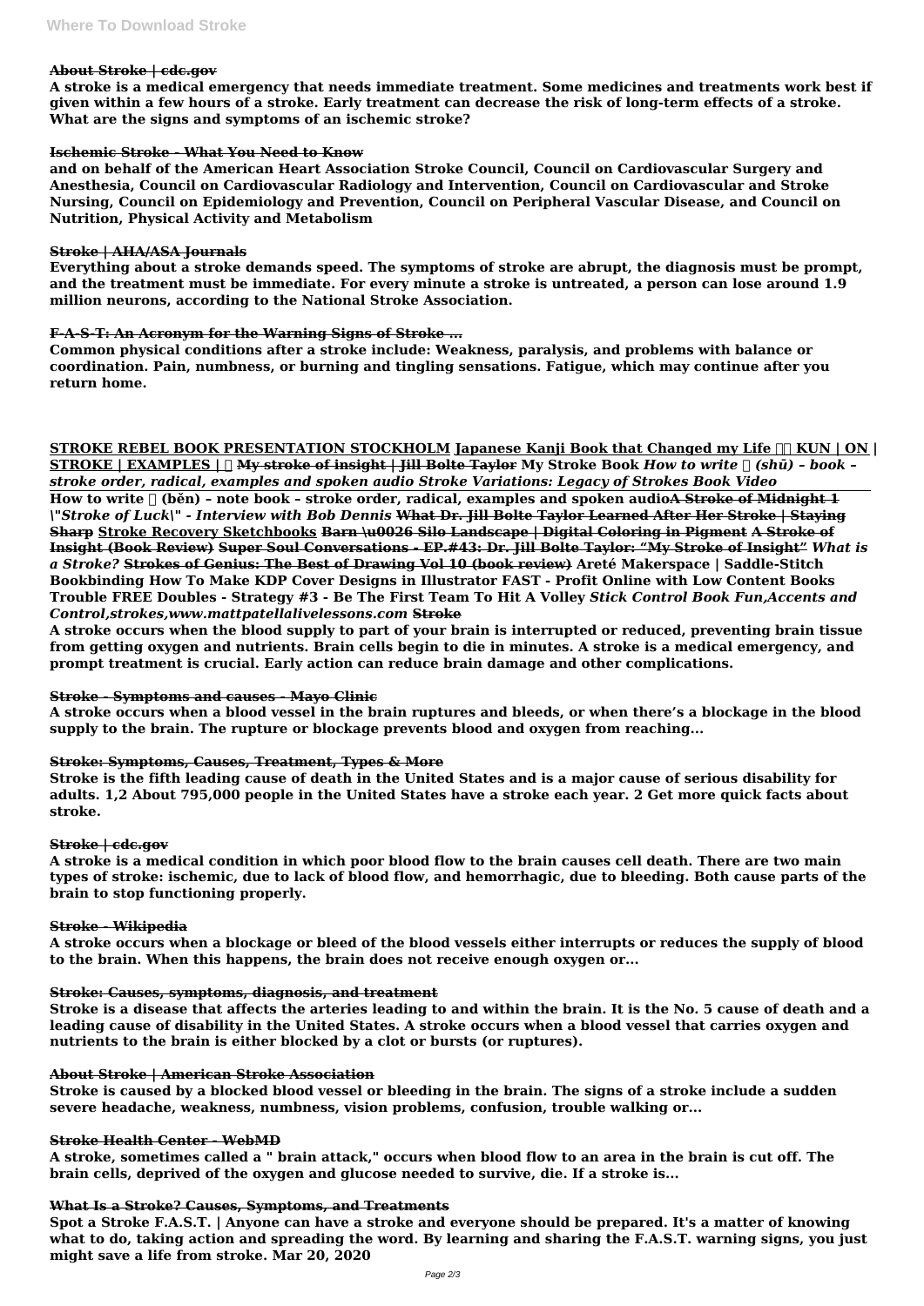**About Stroke | cdc.gov**

**A stroke is a medical emergency that needs immediate treatment. Some medicines and treatments work best if given within a few hours of a stroke. Early treatment can decrease the risk of long-term effects of a stroke. What are the signs and symptoms of an ischemic stroke?**

**Ischemic Stroke - What You Need to Know**

**and on behalf of the American Heart Association Stroke Council, Council on Cardiovascular Surgery and Anesthesia, Council on Cardiovascular Radiology and Intervention, Council on Cardiovascular and Stroke Nursing, Council on Epidemiology and Prevention, Council on Peripheral Vascular Disease, and Council on Nutrition, Physical Activity and Metabolism**

**Stroke | AHA/ASA Journals**

**Everything about a stroke demands speed. The symptoms of stroke are abrupt, the diagnosis must be prompt, and the treatment must be immediate. For every minute a stroke is untreated, a person can lose around 1.9 million neurons, according to the National Stroke Association.**

**F-A-S-T: An Acronym for the Warning Signs of Stroke ...**

**Common physical conditions after a stroke include: Weakness, paralysis, and problems with balance or coordination. Pain, numbness, or burning and tingling sensations. Fatigue, which may continue after you return home.**

**STROKE REBEL BOOK PRESENTATION STOCKHOLM Japanese Kanji Book that Changed my Life 本⃞ KUN | ON | STROKE | EXAMPLES | 本 My stroke of insight | Jill Bolte Taylor My Stroke Book *How to write 书 (shū) – book – stroke order, radical, examples and spoken audio* *Stroke Variations: Legacy of Strokes Book Video* How to write 本 (běn) – note book – stroke order, radical, examples and spoken audio A Stroke of Midnight 1 *\"Stroke of Luck\" - Interview with Bob Dennis* What Dr. Jill Bolte Taylor Learned After Her Stroke | Staying Sharp Stroke Recovery Sketchbooks Barn \u0026 Silo Landscape | Digital Coloring in Pigment A Stroke of Insight (Book Review) Super Soul Conversations - EP.#43: Dr. Jill Bolte Taylor: "My Stroke of Insight" *What is a Stroke?* Strokes of Genius: The Best of Drawing Vol 10 (book review) Areté Makerspace | Saddle-Stitch Bookbinding How To Make KDP Cover Designs in Illustrator FAST - Profit Online with Low Content Books Trouble FREE Doubles - Strategy #3 - Be The First Team To Hit A Volley *Stick Control Book Fun,Accents and Control,strokes,www.mattpatellalivelessons.com* Stroke**

**A stroke occurs when the blood supply to part of your brain is interrupted or reduced, preventing brain tissue from getting oxygen and nutrients. Brain cells begin to die in minutes. A stroke is a medical emergency, and prompt treatment is crucial. Early action can reduce brain damage and other complications.**

**Stroke - Symptoms and causes - Mayo Clinic**

**A stroke occurs when a blood vessel in the brain ruptures and bleeds, or when there's a blockage in the blood supply to the brain. The rupture or blockage prevents blood and oxygen from reaching...**

**Stroke: Symptoms, Causes, Treatment, Types & More**

**Stroke is the fifth leading cause of death in the United States and is a major cause of serious disability for adults. 1,2 About 795,000 people in the United States have a stroke each year. 2 Get more quick facts about stroke.**

**Stroke | cdc.gov**

**A stroke is a medical condition in which poor blood flow to the brain causes cell death. There are two main types of stroke: ischemic, due to lack of blood flow, and hemorrhagic, due to bleeding. Both cause parts of the brain to stop functioning properly.**

**Stroke - Wikipedia**

**A stroke occurs when a blockage or bleed of the blood vessels either interrupts or reduces the supply of blood to the brain. When this happens, the brain does not receive enough oxygen or...**

**Stroke: Causes, symptoms, diagnosis, and treatment**

**Stroke is a disease that affects the arteries leading to and within the brain. It is the No. 5 cause of death and a leading cause of disability in the United States. A stroke occurs when a blood vessel that carries oxygen and nutrients to the brain is either blocked by a clot or bursts (or ruptures).**

**About Stroke | American Stroke Association**

**Stroke is caused by a blocked blood vessel or bleeding in the brain. The signs of a stroke include a sudden severe headache, weakness, numbness, vision problems, confusion, trouble walking or...**

**Stroke Health Center - WebMD**

**A stroke, sometimes called a " brain attack," occurs when blood flow to an area in the brain is cut off. The brain cells, deprived of the oxygen and glucose needed to survive, die. If a stroke is...**

**What Is a Stroke? Causes, Symptoms, and Treatments**

**Spot a Stroke F.A.S.T. | Anyone can have a stroke and everyone should be prepared. It's a matter of knowing what to do, taking action and spreading the word. By learning and sharing the F.A.S.T. warning signs, you just might save a life from stroke. Mar 20, 2020**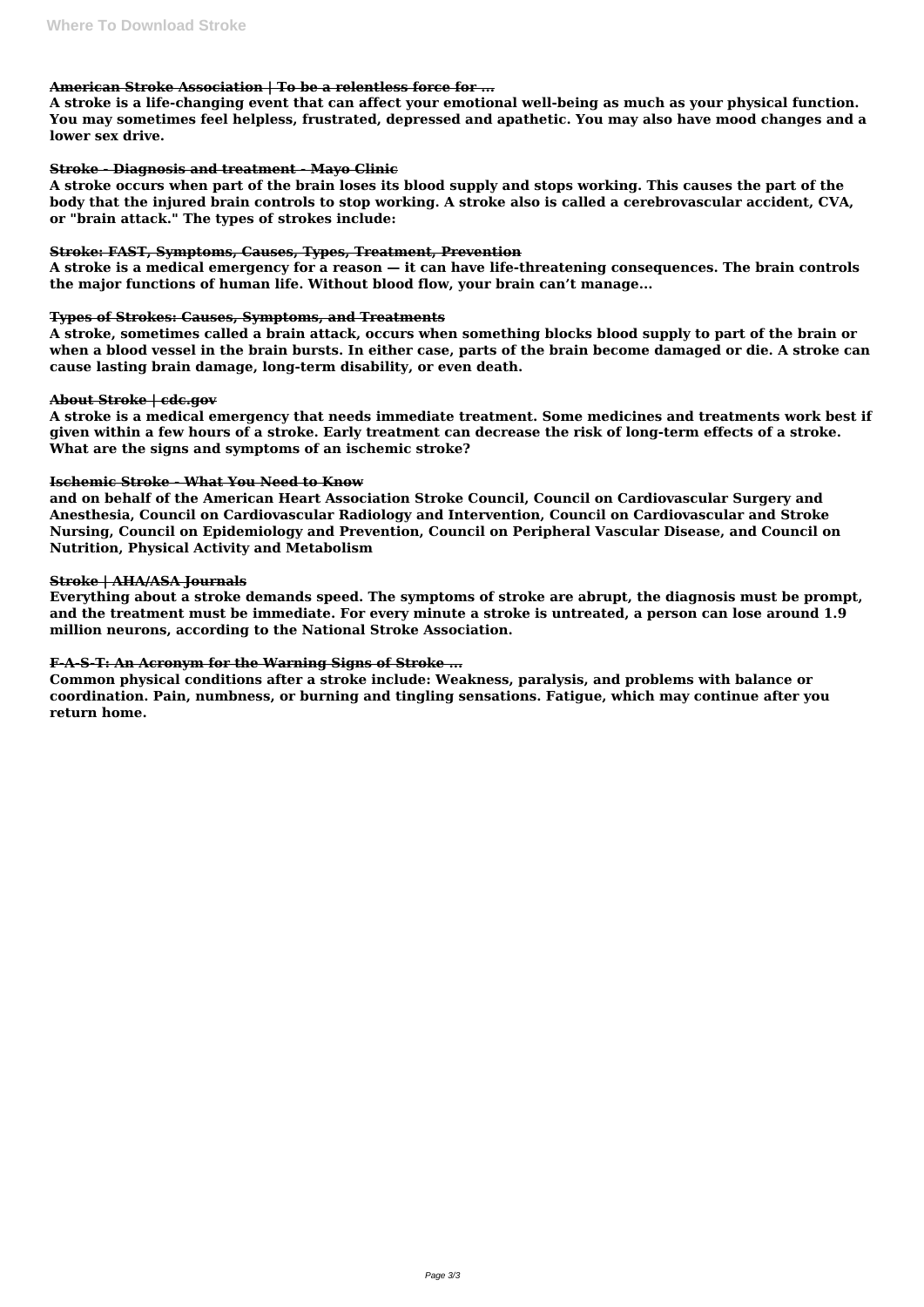#### American Stroke Association | To be a relentless force for ...

**A stroke is a life-changing event that can affect your emotional well-being as much as your physical function. You may sometimes feel helpless, frustrated, depressed and apathetic. You may also have mood changes and a lower sex drive.**

#### Stroke - Diagnosis and treatment - Mayo Clinic

**A stroke occurs when part of the brain loses its blood supply and stops working. This causes the part of the body that the injured brain controls to stop working. A stroke also is called a cerebrovascular accident, CVA, or "brain attack." The types of strokes include:**

#### Stroke: FAST, Symptoms, Causes, Types, Treatment, Prevention

**A stroke is a medical emergency for a reason — it can have life-threatening consequences. The brain controls the major functions of human life. Without blood flow, your brain can't manage...**

#### Types of Strokes: Causes, Symptoms, and Treatments

**A stroke, sometimes called a brain attack, occurs when something blocks blood supply to part of the brain or when a blood vessel in the brain bursts. In either case, parts of the brain become damaged or die. A stroke can cause lasting brain damage, long-term disability, or even death.**

#### About Stroke | cdc.gov

**A stroke is a medical emergency that needs immediate treatment. Some medicines and treatments work best if given within a few hours of a stroke. Early treatment can decrease the risk of long-term effects of a stroke. What are the signs and symptoms of an ischemic stroke?**

#### Ischemic Stroke - What You Need to Know

**and on behalf of the American Heart Association Stroke Council, Council on Cardiovascular Surgery and Anesthesia, Council on Cardiovascular Radiology and Intervention, Council on Cardiovascular and Stroke Nursing, Council on Epidemiology and Prevention, Council on Peripheral Vascular Disease, and Council on Nutrition, Physical Activity and Metabolism**

#### Stroke | AHA/ASA Journals

**Everything about a stroke demands speed. The symptoms of stroke are abrupt, the diagnosis must be prompt, and the treatment must be immediate. For every minute a stroke is untreated, a person can lose around 1.9 million neurons, according to the National Stroke Association.**

#### F-A-S-T: An Acronym for the Warning Signs of Stroke ...

**Common physical conditions after a stroke include: Weakness, paralysis, and problems with balance or coordination. Pain, numbness, or burning and tingling sensations. Fatigue, which may continue after you return home.**